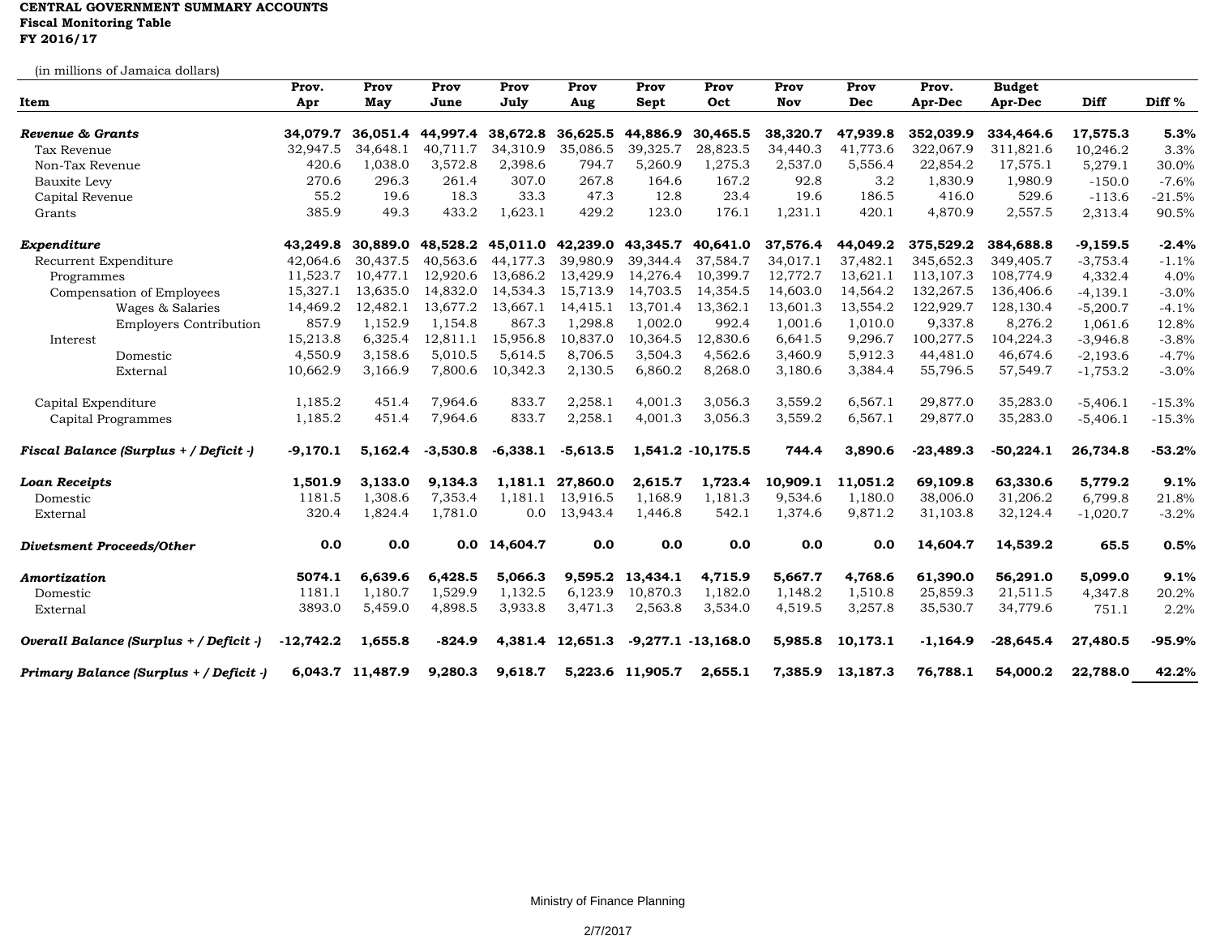**CENTRAL GOVERNMENT SUMMARY ACCOUNTS**
**Fiscal Monitoring Table**
**FY 2016/17**

(in millions of Jamaica dollars)

| Item | Prov. Apr | Prov May | Prov June | Prov July | Prov Aug | Prov Sept | Prov Oct | Prov Nov | Prov Dec | Prov. Apr-Dec | Budget Apr-Dec | Diff | Diff % |
|---|---|---|---|---|---|---|---|---|---|---|---|---|---|
| ***Revenue & Grants*** | **34,079.7** | **36,051.4** | **44,997.4** | **38,672.8** | **36,625.5** | **44,886.9** | **30,465.5** | **38,320.7** | **47,939.8** | **352,039.9** | **334,464.6** | **17,575.3** | **5.3%** |
| Tax Revenue | 32,947.5 | 34,648.1 | 40,711.7 | 34,310.9 | 35,086.5 | 39,325.7 | 28,823.5 | 34,440.3 | 41,773.6 | 322,067.9 | 311,821.6 | 10,246.2 | 3.3% |
| Non-Tax Revenue | 420.6 | 1,038.0 | 3,572.8 | 2,398.6 | 794.7 | 5,260.9 | 1,275.3 | 2,537.0 | 5,556.4 | 22,854.2 | 17,575.1 | 5,279.1 | 30.0% |
| Bauxite Levy | 270.6 | 296.3 | 261.4 | 307.0 | 267.8 | 164.6 | 167.2 | 92.8 | 3.2 | 1,830.9 | 1,980.9 | -150.0 | -7.6% |
| Capital Revenue | 55.2 | 19.6 | 18.3 | 33.3 | 47.3 | 12.8 | 23.4 | 19.6 | 186.5 | 416.0 | 529.6 | -113.6 | -21.5% |
| Grants | 385.9 | 49.3 | 433.2 | 1,623.1 | 429.2 | 123.0 | 176.1 | 1,231.1 | 420.1 | 4,870.9 | 2,557.5 | 2,313.4 | 90.5% |
| ***Expenditure*** | **43,249.8** | **30,889.0** | **48,528.2** | **45,011.0** | **42,239.0** | **43,345.7** | **40,641.0** | **37,576.4** | **44,049.2** | **375,529.2** | **384,688.8** | **-9,159.5** | **-2.4%** |
| Recurrent Expenditure | 42,064.6 | 30,437.5 | 40,563.6 | 44,177.3 | 39,980.9 | 39,344.4 | 37,584.7 | 34,017.1 | 37,482.1 | 345,652.3 | 349,405.7 | -3,753.4 | -1.1% |
| Programmes | 11,523.7 | 10,477.1 | 12,920.6 | 13,686.2 | 13,429.9 | 14,276.4 | 10,399.7 | 12,772.7 | 13,621.1 | 113,107.3 | 108,774.9 | 4,332.4 | 4.0% |
| Compensation of Employees | 15,327.1 | 13,635.0 | 14,832.0 | 14,534.3 | 15,713.9 | 14,703.5 | 14,354.5 | 14,603.0 | 14,564.2 | 132,267.5 | 136,406.6 | -4,139.1 | -3.0% |
| Wages & Salaries | 14,469.2 | 12,482.1 | 13,677.2 | 13,667.1 | 14,415.1 | 13,701.4 | 13,362.1 | 13,601.3 | 13,554.2 | 122,929.7 | 128,130.4 | -5,200.7 | -4.1% |
| Employers Contribution | 857.9 | 1,152.9 | 1,154.8 | 867.3 | 1,298.8 | 1,002.0 | 992.4 | 1,001.6 | 1,010.0 | 9,337.8 | 8,276.2 | 1,061.6 | 12.8% |
| Interest | 15,213.8 | 6,325.4 | 12,811.1 | 15,956.8 | 10,837.0 | 10,364.5 | 12,830.6 | 6,641.5 | 9,296.7 | 100,277.5 | 104,224.3 | -3,946.8 | -3.8% |
| Domestic | 4,550.9 | 3,158.6 | 5,010.5 | 5,614.5 | 8,706.5 | 3,504.3 | 4,562.6 | 3,460.9 | 5,912.3 | 44,481.0 | 46,674.6 | -2,193.6 | -4.7% |
| External | 10,662.9 | 3,166.9 | 7,800.6 | 10,342.3 | 2,130.5 | 6,860.2 | 8,268.0 | 3,180.6 | 3,384.4 | 55,796.5 | 57,549.7 | -1,753.2 | -3.0% |
| Capital Expenditure | 1,185.2 | 451.4 | 7,964.6 | 833.7 | 2,258.1 | 4,001.3 | 3,056.3 | 3,559.2 | 6,567.1 | 29,877.0 | 35,283.0 | -5,406.1 | -15.3% |
| Capital Programmes | 1,185.2 | 451.4 | 7,964.6 | 833.7 | 2,258.1 | 4,001.3 | 3,056.3 | 3,559.2 | 6,567.1 | 29,877.0 | 35,283.0 | -5,406.1 | -15.3% |
| ***Fiscal Balance (Surplus + / Deficit -)*** | **-9,170.1** | **5,162.4** | **-3,530.8** | **-6,338.1** | **-5,613.5** | **1,541.2** | **-10,175.5** | **744.4** | **3,890.6** | **-23,489.3** | **-50,224.1** | **26,734.8** | **-53.2%** |
| ***Loan Receipts*** | **1,501.9** | **3,133.0** | **9,134.3** | **1,181.1** | **27,860.0** | **2,615.7** | **1,723.4** | **10,909.1** | **11,051.2** | **69,109.8** | **63,330.6** | **5,779.2** | **9.1%** |
| Domestic | 1181.5 | 1,308.6 | 7,353.4 | 1,181.1 | 13,916.5 | 1,168.9 | 1,181.3 | 9,534.6 | 1,180.0 | 38,006.0 | 31,206.2 | 6,799.8 | 21.8% |
| External | 320.4 | 1,824.4 | 1,781.0 | 0.0 | 13,943.4 | 1,446.8 | 542.1 | 1,374.6 | 9,871.2 | 31,103.8 | 32,124.4 | -1,020.7 | -3.2% |
| ***Divetsment Proceeds/Other*** | **0.0** | **0.0** | **0.0** | **14,604.7** | **0.0** | **0.0** | **0.0** | **0.0** | **0.0** | **14,604.7** | **14,539.2** | **65.5** | **0.5%** |
| ***Amortization*** | **5074.1** | **6,639.6** | **6,428.5** | **5,066.3** | **9,595.2** | **13,434.1** | **4,715.9** | **5,667.7** | **4,768.6** | **61,390.0** | **56,291.0** | **5,099.0** | **9.1%** |
| Domestic | 1181.1 | 1,180.7 | 1,529.9 | 1,132.5 | 6,123.9 | 10,870.3 | 1,182.0 | 1,148.2 | 1,510.8 | 25,859.3 | 21,511.5 | 4,347.8 | 20.2% |
| External | 3893.0 | 5,459.0 | 4,898.5 | 3,933.8 | 3,471.3 | 2,563.8 | 3,534.0 | 4,519.5 | 3,257.8 | 35,530.7 | 34,779.6 | 751.1 | 2.2% |
| ***Overall Balance (Surplus + / Deficit -)*** | **-12,742.2** | **1,655.8** | **-824.9** | **4,381.4** | **12,651.3** | **-9,277.1** | **-13,168.0** | **5,985.8** | **10,173.1** | **-1,164.9** | **-28,645.4** | **27,480.5** | **-95.9%** |
| ***Primary Balance (Surplus + / Deficit -)*** | **6,043.7** | **11,487.9** | **9,280.3** | **9,618.7** | **5,223.6** | **11,905.7** | **2,655.1** | **7,385.9** | **13,187.3** | **76,788.1** | **54,000.2** | **22,788.0** | **42.2%** |

Ministry of Finance Planning

2/7/2017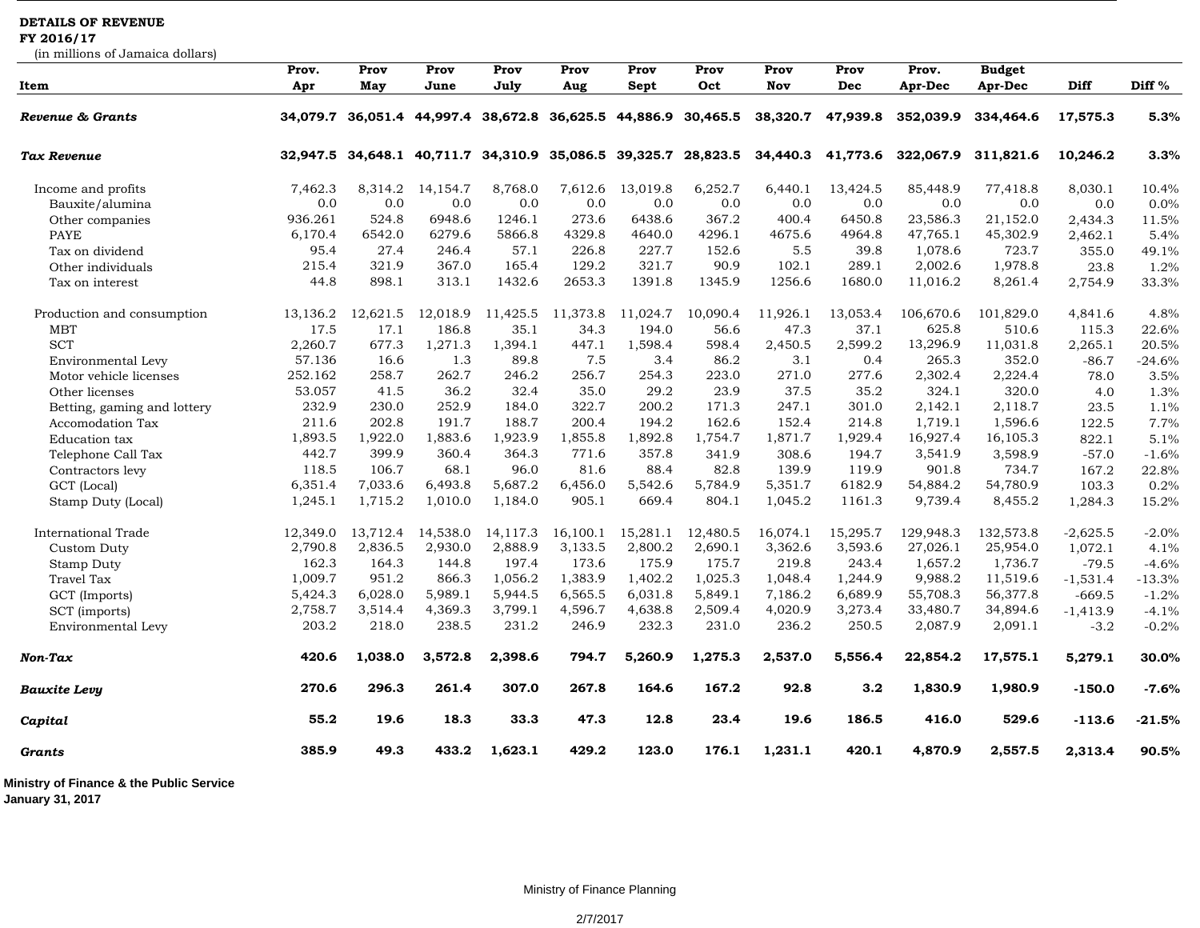**DETAILS OF REVENUE**
**FY 2016/17**
(in millions of Jamaica dollars)

| Item | Prov. Apr | Prov May | Prov June | Prov July | Prov Aug | Prov Sept | Prov Oct | Prov Nov | Prov Dec | Prov. Apr-Dec | Budget Apr-Dec | Diff | Diff % |
|---|---|---|---|---|---|---|---|---|---|---|---|---|---|
| ***Revenue & Grants*** | **34,079.7** | **36,051.4** | **44,997.4** | **38,672.8** | **36,625.5** | **44,886.9** | **30,465.5** | **38,320.7** | **47,939.8** | **352,039.9** | **334,464.6** | **17,575.3** | **5.3%** |
| ***Tax Revenue*** | **32,947.5** | **34,648.1** | **40,711.7** | **34,310.9** | **35,086.5** | **39,325.7** | **28,823.5** | **34,440.3** | **41,773.6** | **322,067.9** | **311,821.6** | **10,246.2** | **3.3%** |
| Income and profits | 7,462.3 | 8,314.2 | 14,154.7 | 8,768.0 | 7,612.6 | 13,019.8 | 6,252.7 | 6,440.1 | 13,424.5 | 85,448.9 | 77,418.8 | 8,030.1 | 10.4% |
| Bauxite/alumina | 0.0 | 0.0 | 0.0 | 0.0 | 0.0 | 0.0 | 0.0 | 0.0 | 0.0 | 0.0 | 0.0 | 0.0 | 0.0% |
| Other companies | 936.261 | 524.8 | 6948.6 | 1246.1 | 273.6 | 6438.6 | 367.2 | 400.4 | 6450.8 | 23,586.3 | 21,152.0 | 2,434.3 | 11.5% |
| PAYE | 6,170.4 | 6542.0 | 6279.6 | 5866.8 | 4329.8 | 4640.0 | 4296.1 | 4675.6 | 4964.8 | 47,765.1 | 45,302.9 | 2,462.1 | 5.4% |
| Tax on dividend | 95.4 | 27.4 | 246.4 | 57.1 | 226.8 | 227.7 | 152.6 | 5.5 | 39.8 | 1,078.6 | 723.7 | 355.0 | 49.1% |
| Other individuals | 215.4 | 321.9 | 367.0 | 165.4 | 129.2 | 321.7 | 90.9 | 102.1 | 289.1 | 2,002.6 | 1,978.8 | 23.8 | 1.2% |
| Tax on interest | 44.8 | 898.1 | 313.1 | 1432.6 | 2653.3 | 1391.8 | 1345.9 | 1256.6 | 1680.0 | 11,016.2 | 8,261.4 | 2,754.9 | 33.3% |
| Production and consumption | 13,136.2 | 12,621.5 | 12,018.9 | 11,425.5 | 11,373.8 | 11,024.7 | 10,090.4 | 11,926.1 | 13,053.4 | 106,670.6 | 101,829.0 | 4,841.6 | 4.8% |
| MBT | 17.5 | 17.1 | 186.8 | 35.1 | 34.3 | 194.0 | 56.6 | 47.3 | 37.1 | 625.8 | 510.6 | 115.3 | 22.6% |
| SCT | 2,260.7 | 677.3 | 1,271.3 | 1,394.1 | 447.1 | 1,598.4 | 598.4 | 2,450.5 | 2,599.2 | 13,296.9 | 11,031.8 | 2,265.1 | 20.5% |
| Environmental Levy | 57.136 | 16.6 | 1.3 | 89.8 | 7.5 | 3.4 | 86.2 | 3.1 | 0.4 | 265.3 | 352.0 | -86.7 | -24.6% |
| Motor vehicle licenses | 252.162 | 258.7 | 262.7 | 246.2 | 256.7 | 254.3 | 223.0 | 271.0 | 277.6 | 2,302.4 | 2,224.4 | 78.0 | 3.5% |
| Other licenses | 53.057 | 41.5 | 36.2 | 32.4 | 35.0 | 29.2 | 23.9 | 37.5 | 35.2 | 324.1 | 320.0 | 4.0 | 1.3% |
| Betting, gaming and lottery | 232.9 | 230.0 | 252.9 | 184.0 | 322.7 | 200.2 | 171.3 | 247.1 | 301.0 | 2,142.1 | 2,118.7 | 23.5 | 1.1% |
| Accomodation Tax | 211.6 | 202.8 | 191.7 | 188.7 | 200.4 | 194.2 | 162.6 | 152.4 | 214.8 | 1,719.1 | 1,596.6 | 122.5 | 7.7% |
| Education tax | 1,893.5 | 1,922.0 | 1,883.6 | 1,923.9 | 1,855.8 | 1,892.8 | 1,754.7 | 1,871.7 | 1,929.4 | 16,927.4 | 16,105.3 | 822.1 | 5.1% |
| Telephone Call Tax | 442.7 | 399.9 | 360.4 | 364.3 | 771.6 | 357.8 | 341.9 | 308.6 | 194.7 | 3,541.9 | 3,598.9 | -57.0 | -1.6% |
| Contractors levy | 118.5 | 106.7 | 68.1 | 96.0 | 81.6 | 88.4 | 82.8 | 139.9 | 119.9 | 901.8 | 734.7 | 167.2 | 22.8% |
| GCT (Local) | 6,351.4 | 7,033.6 | 6,493.8 | 5,687.2 | 6,456.0 | 5,542.6 | 5,784.9 | 5,351.7 | 6182.9 | 54,884.2 | 54,780.9 | 103.3 | 0.2% |
| Stamp Duty (Local) | 1,245.1 | 1,715.2 | 1,010.0 | 1,184.0 | 905.1 | 669.4 | 804.1 | 1,045.2 | 1161.3 | 9,739.4 | 8,455.2 | 1,284.3 | 15.2% |
| International Trade | 12,349.0 | 13,712.4 | 14,538.0 | 14,117.3 | 16,100.1 | 15,281.1 | 12,480.5 | 16,074.1 | 15,295.7 | 129,948.3 | 132,573.8 | -2,625.5 | -2.0% |
| Custom Duty | 2,790.8 | 2,836.5 | 2,930.0 | 2,888.9 | 3,133.5 | 2,800.2 | 2,690.1 | 3,362.6 | 3,593.6 | 27,026.1 | 25,954.0 | 1,072.1 | 4.1% |
| Stamp Duty | 162.3 | 164.3 | 144.8 | 197.4 | 173.6 | 175.9 | 175.7 | 219.8 | 243.4 | 1,657.2 | 1,736.7 | -79.5 | -4.6% |
| Travel Tax | 1,009.7 | 951.2 | 866.3 | 1,056.2 | 1,383.9 | 1,402.2 | 1,025.3 | 1,048.4 | 1,244.9 | 9,988.2 | 11,519.6 | -1,531.4 | -13.3% |
| GCT (Imports) | 5,424.3 | 6,028.0 | 5,989.1 | 5,944.5 | 6,565.5 | 6,031.8 | 5,849.1 | 7,186.2 | 6,689.9 | 55,708.3 | 56,377.8 | -669.5 | -1.2% |
| SCT (imports) | 2,758.7 | 3,514.4 | 4,369.3 | 3,799.1 | 4,596.7 | 4,638.8 | 2,509.4 | 4,020.9 | 3,273.4 | 33,480.7 | 34,894.6 | -1,413.9 | -4.1% |
| Environmental Levy | 203.2 | 218.0 | 238.5 | 231.2 | 246.9 | 232.3 | 231.0 | 236.2 | 250.5 | 2,087.9 | 2,091.1 | -3.2 | -0.2% |
| ***Non-Tax*** | **420.6** | **1,038.0** | **3,572.8** | **2,398.6** | **794.7** | **5,260.9** | **1,275.3** | **2,537.0** | **5,556.4** | **22,854.2** | **17,575.1** | **5,279.1** | **30.0%** |
| ***Bauxite Levy*** | **270.6** | **296.3** | **261.4** | **307.0** | **267.8** | **164.6** | **167.2** | **92.8** | **3.2** | **1,830.9** | **1,980.9** | **-150.0** | **-7.6%** |
| ***Capital*** | **55.2** | **19.6** | **18.3** | **33.3** | **47.3** | **12.8** | **23.4** | **19.6** | **186.5** | **416.0** | **529.6** | **-113.6** | **-21.5%** |
| ***Grants*** | **385.9** | **49.3** | **433.2** | **1,623.1** | **429.2** | **123.0** | **176.1** | **1,231.1** | **420.1** | **4,870.9** | **2,557.5** | **2,313.4** | **90.5%** |

**Ministry of Finance & the Public Service**
**January 31, 2017**

Ministry of Finance Planning

2/7/2017